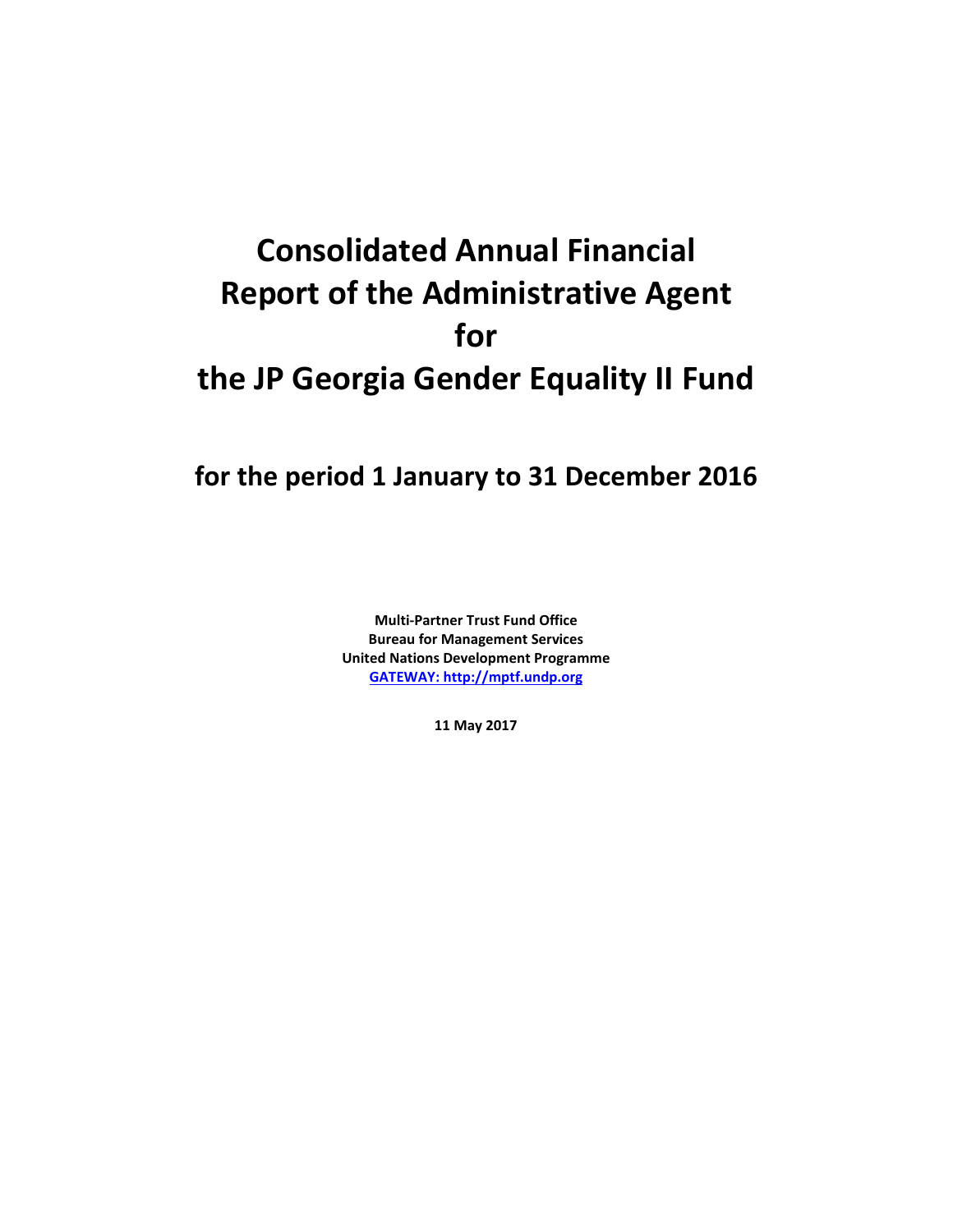# Consolidated Annual Financial Report of the Administrative Agent for the JP Georgia Gender Equality II Fund

## for the period 1 January to 31 December 2016

**Multi-Partner Trust Fund Office**
**Bureau for Management Services**
**United Nations Development Programme**
**GATEWAY: http://mptf.undp.org**

**11 May 2017**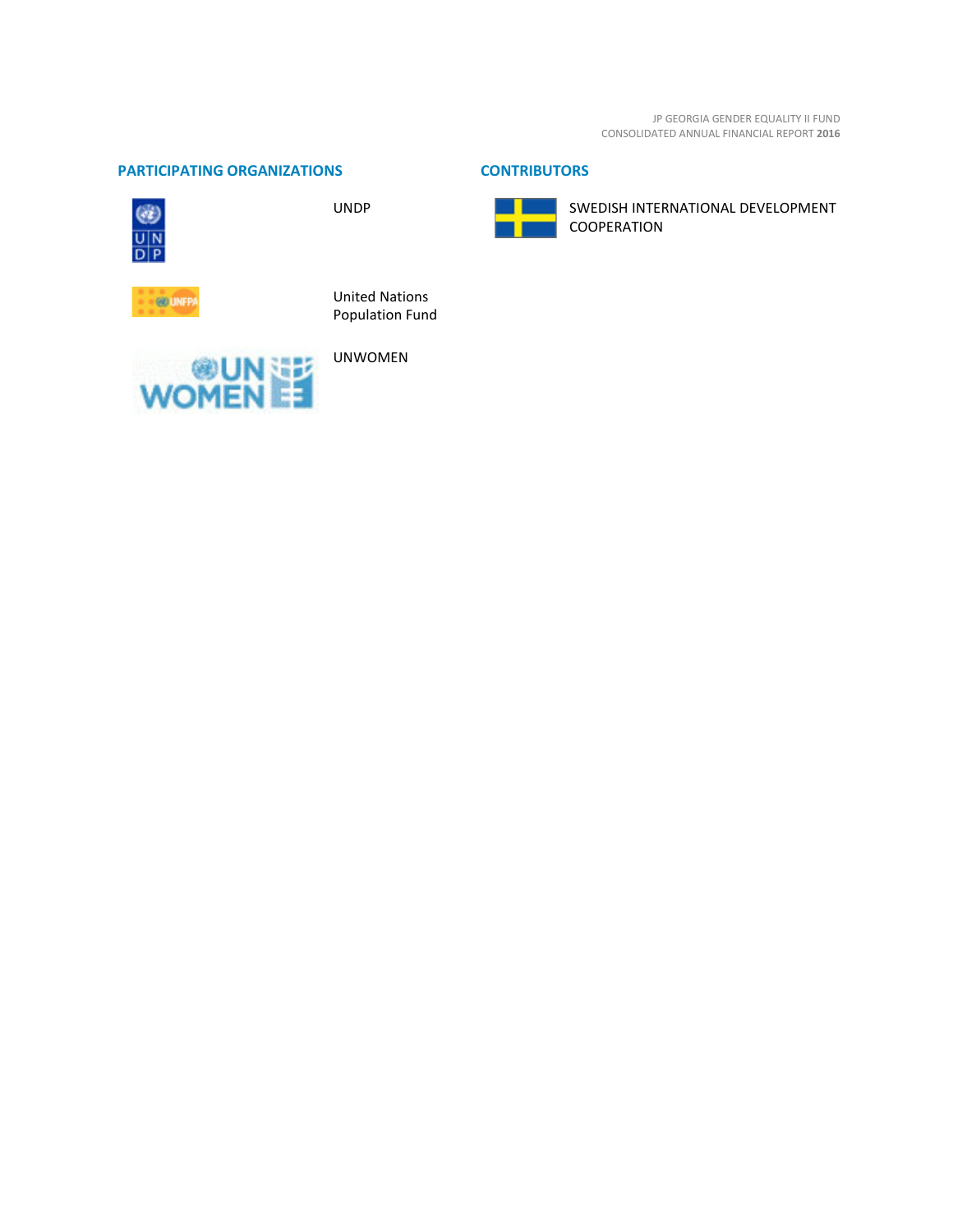## PARTICIPATING ORGANIZATIONS

UNDP

United Nations Population Fund

UNWOMEN

## CONTRIBUTORS

SWEDISH INTERNATIONAL DEVELOPMENT COOPERATION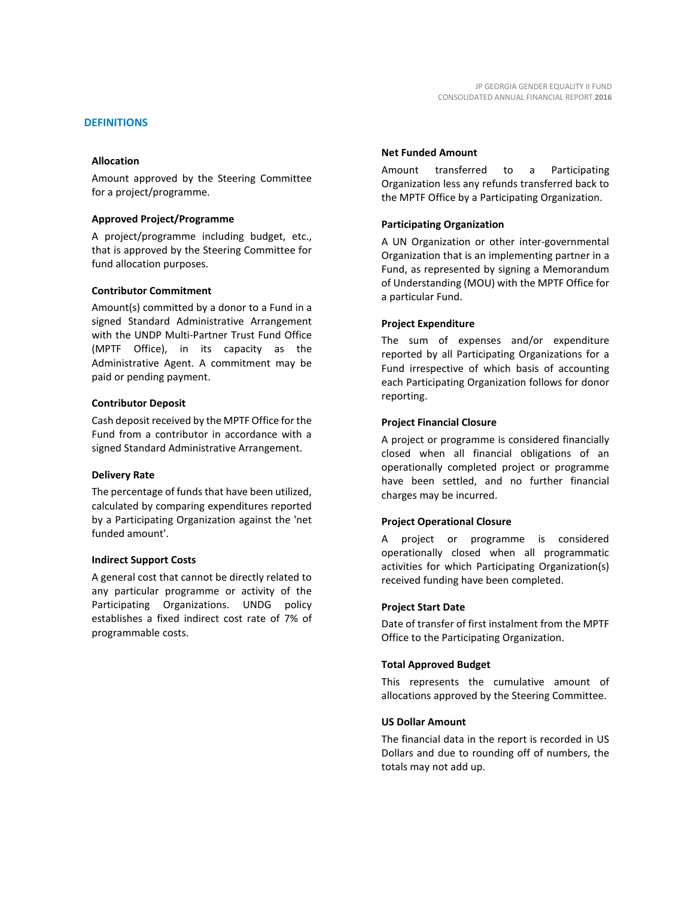## DEFINITIONS

### Allocation

Amount approved by the Steering Committee for a project/programme.

### Approved Project/Programme

A project/programme including budget, etc., that is approved by the Steering Committee for fund allocation purposes.

### Contributor Commitment

Amount(s) committed by a donor to a Fund in a signed Standard Administrative Arrangement with the UNDP Multi-Partner Trust Fund Office (MPTF Office), in its capacity as the Administrative Agent. A commitment may be paid or pending payment.

### Contributor Deposit

Cash deposit received by the MPTF Office for the Fund from a contributor in accordance with a signed Standard Administrative Arrangement.

### Delivery Rate

The percentage of funds that have been utilized, calculated by comparing expenditures reported by a Participating Organization against the 'net funded amount'.

### Indirect Support Costs

A general cost that cannot be directly related to any particular programme or activity of the Participating Organizations. UNDG policy establishes a fixed indirect cost rate of 7% of programmable costs.

### Net Funded Amount

Amount transferred to a Participating Organization less any refunds transferred back to the MPTF Office by a Participating Organization.

### Participating Organization

A UN Organization or other inter-governmental Organization that is an implementing partner in a Fund, as represented by signing a Memorandum of Understanding (MOU) with the MPTF Office for a particular Fund.

### Project Expenditure

The sum of expenses and/or expenditure reported by all Participating Organizations for a Fund irrespective of which basis of accounting each Participating Organization follows for donor reporting.

### Project Financial Closure

A project or programme is considered financially closed when all financial obligations of an operationally completed project or programme have been settled, and no further financial charges may be incurred.

### Project Operational Closure

A project or programme is considered operationally closed when all programmatic activities for which Participating Organization(s) received funding have been completed.

### Project Start Date

Date of transfer of first instalment from the MPTF Office to the Participating Organization.

### Total Approved Budget

This represents the cumulative amount of allocations approved by the Steering Committee.

### US Dollar Amount

The financial data in the report is recorded in US Dollars and due to rounding off of numbers, the totals may not add up.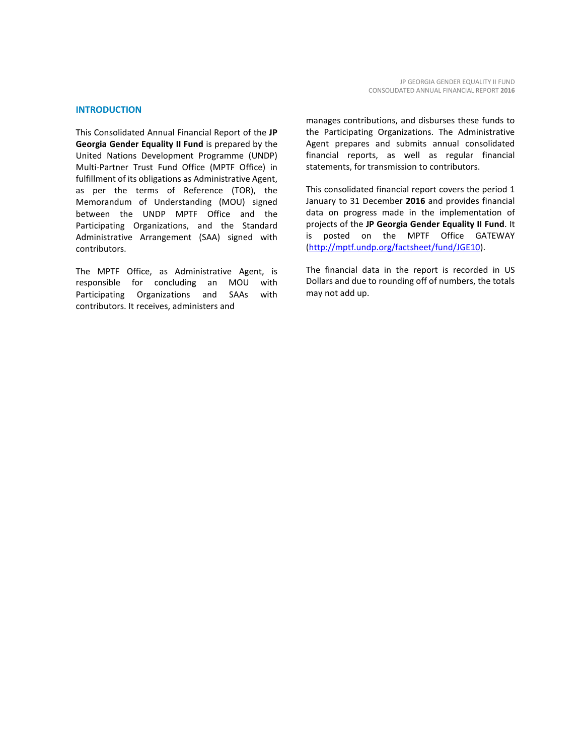## INTRODUCTION

This Consolidated Annual Financial Report of the **JP Georgia Gender Equality II Fund** is prepared by the United Nations Development Programme (UNDP) Multi-Partner Trust Fund Office (MPTF Office) in fulfillment of its obligations as Administrative Agent, as per the terms of Reference (TOR), the Memorandum of Understanding (MOU) signed between the UNDP MPTF Office and the Participating Organizations, and the Standard Administrative Arrangement (SAA) signed with contributors.

The MPTF Office, as Administrative Agent, is responsible for concluding an MOU with Participating Organizations and SAAs with contributors. It receives, administers and manages contributions, and disburses these funds to the Participating Organizations. The Administrative Agent prepares and submits annual consolidated financial reports, as well as regular financial statements, for transmission to contributors.

This consolidated financial report covers the period 1 January to 31 December **2016** and provides financial data on progress made in the implementation of projects of the **JP Georgia Gender Equality II Fund**. It is posted on the MPTF Office GATEWAY (http://mptf.undp.org/factsheet/fund/JGE10).

The financial data in the report is recorded in US Dollars and due to rounding off of numbers, the totals may not add up.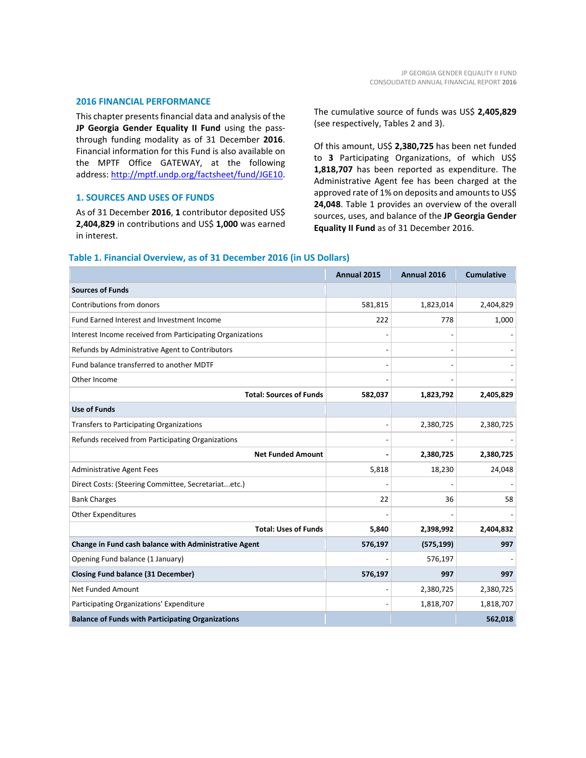## 2016 FINANCIAL PERFORMANCE

This chapter presents financial data and analysis of the **JP Georgia Gender Equality II Fund** using the pass-through funding modality as of 31 December **2016**. Financial information for this Fund is also available on the MPTF Office GATEWAY, at the following address: http://mptf.undp.org/factsheet/fund/JGE10.

## 1. SOURCES AND USES OF FUNDS

As of 31 December **2016**, **1** contributor deposited US$ **2,404,829** in contributions and US$ **1,000** was earned in interest.

The cumulative source of funds was US$ **2,405,829** (see respectively, Tables 2 and 3).

Of this amount, US$ **2,380,725** has been net funded to **3** Participating Organizations, of which US$ **1,818,707** has been reported as expenditure. The Administrative Agent fee has been charged at the approved rate of 1% on deposits and amounts to US$ **24,048**. Table 1 provides an overview of the overall sources, uses, and balance of the **JP Georgia Gender Equality II Fund** as of 31 December 2016.

### Table 1. Financial Overview, as of 31 December 2016 (in US Dollars)

| | Annual 2015 | Annual 2016 | Cumulative |
|---|---|---|---|
| **Sources of Funds** | | | |
| Contributions from donors | 581,815 | 1,823,014 | 2,404,829 |
| Fund Earned Interest and Investment Income | 222 | 778 | 1,000 |
| Interest Income received from Participating Organizations | - | - | - |
| Refunds by Administrative Agent to Contributors | - | - | - |
| Fund balance transferred to another MDTF | - | - | - |
| Other Income | - | - | - |
| **Total: Sources of Funds** | **582,037** | **1,823,792** | **2,405,829** |
| **Use of Funds** | | | |
| Transfers to Participating Organizations | - | 2,380,725 | 2,380,725 |
| Refunds received from Participating Organizations | - | - | - |
| **Net Funded Amount** | **-** | **2,380,725** | **2,380,725** |
| Administrative Agent Fees | 5,818 | 18,230 | 24,048 |
| Direct Costs: (Steering Committee, Secretariat...etc.) | - | - | - |
| Bank Charges | 22 | 36 | 58 |
| Other Expenditures | - | - | - |
| **Total: Uses of Funds** | **5,840** | **2,398,992** | **2,404,832** |
| **Change in Fund cash balance with Administrative Agent** | **576,197** | **(575,199)** | **997** |
| Opening Fund balance (1 January) | - | 576,197 | - |
| **Closing Fund balance (31 December)** | **576,197** | **997** | **997** |
| Net Funded Amount | - | 2,380,725 | 2,380,725 |
| Participating Organizations' Expenditure | - | 1,818,707 | 1,818,707 |
| **Balance of Funds with Participating Organizations** | | | **562,018** |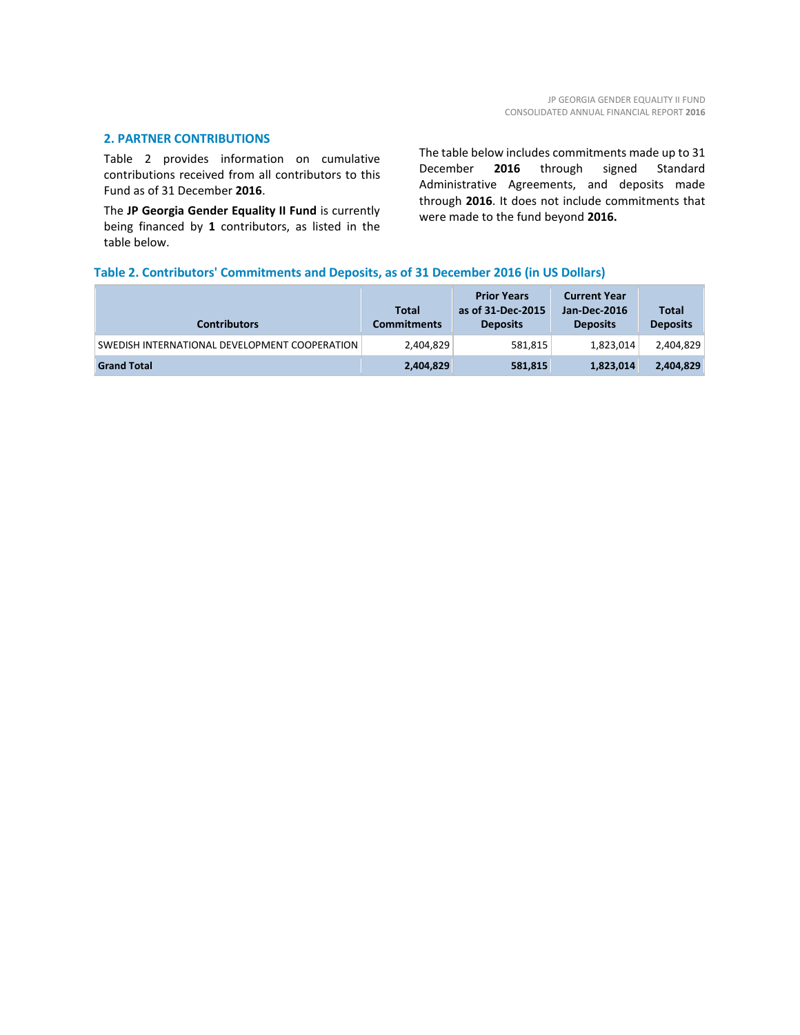## 2. PARTNER CONTRIBUTIONS

Table 2 provides information on cumulative contributions received from all contributors to this Fund as of 31 December **2016**.

The **JP Georgia Gender Equality II Fund** is currently being financed by **1** contributors, as listed in the table below.

The table below includes commitments made up to 31 December **2016** through signed Standard Administrative Agreements, and deposits made through **2016**. It does not include commitments that were made to the fund beyond **2016.**

### Table 2. Contributors' Commitments and Deposits, as of 31 December 2016 (in US Dollars)

| Contributors | Total Commitments | Prior Years as of 31-Dec-2015 Deposits | Current Year Jan-Dec-2016 Deposits | Total Deposits |
|---|---|---|---|---|
| SWEDISH INTERNATIONAL DEVELOPMENT COOPERATION | 2,404,829 | 581,815 | 1,823,014 | 2,404,829 |
| **Grand Total** | **2,404,829** | **581,815** | **1,823,014** | **2,404,829** |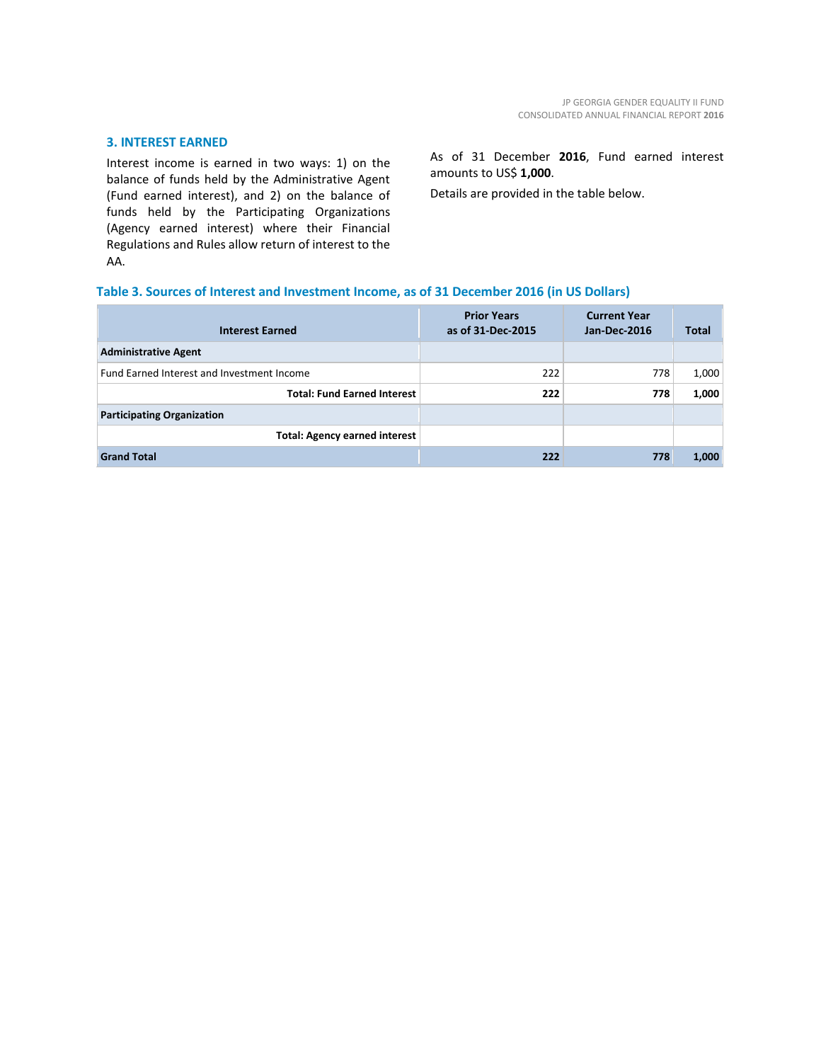## 3. INTEREST EARNED

Interest income is earned in two ways: 1) on the balance of funds held by the Administrative Agent (Fund earned interest), and 2) on the balance of funds held by the Participating Organizations (Agency earned interest) where their Financial Regulations and Rules allow return of interest to the AA.

As of 31 December **2016**, Fund earned interest amounts to US$ **1,000**.

Details are provided in the table below.

**Table 3. Sources of Interest and Investment Income, as of 31 December 2016 (in US Dollars)**

| Interest Earned | Prior Years as of 31-Dec-2015 | Current Year Jan-Dec-2016 | Total |
|---|---|---|---|
| **Administrative Agent** | | | |
| Fund Earned Interest and Investment Income | 222 | 778 | 1,000 |
| **Total: Fund Earned Interest** | **222** | **778** | **1,000** |
| **Participating Organization** | | | |
| **Total: Agency earned interest** | | | |
| **Grand Total** | **222** | **778** | **1,000** |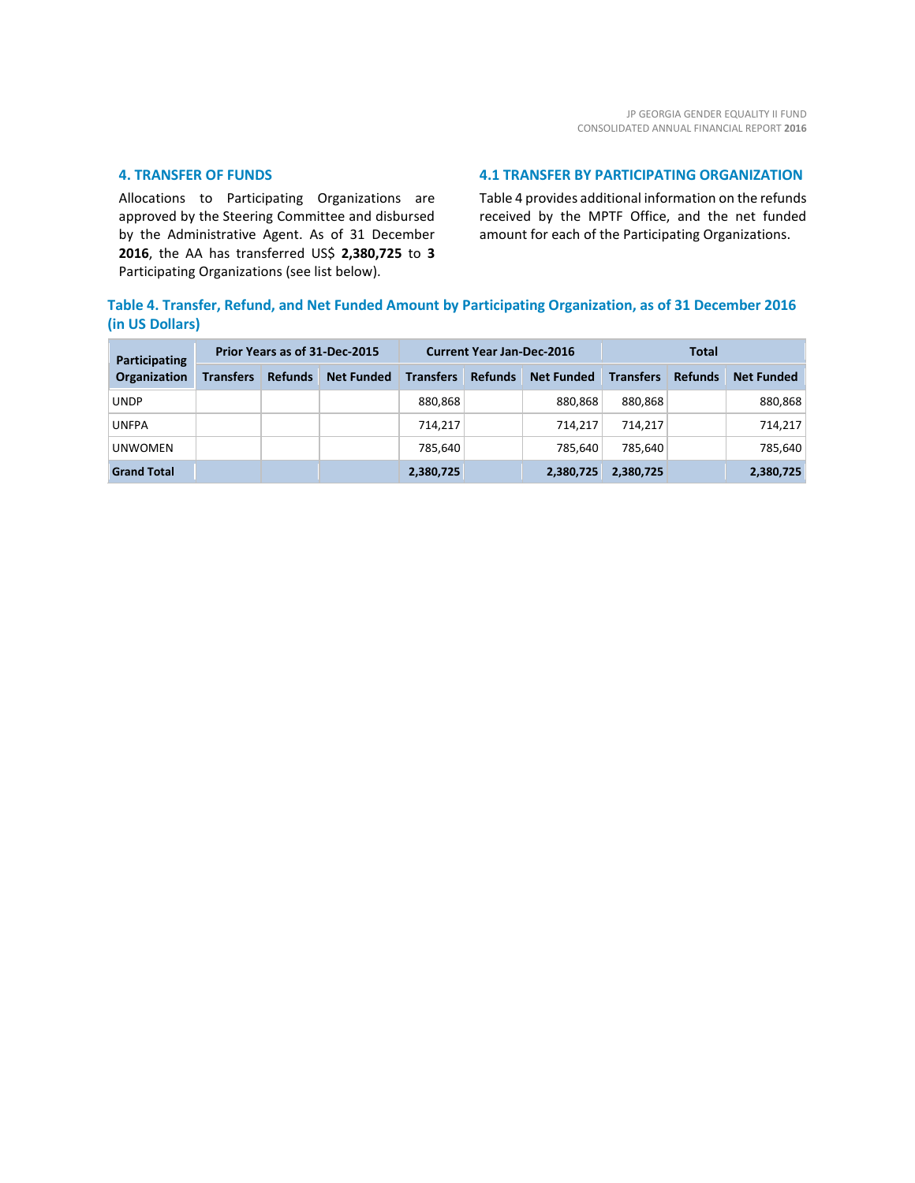## 4. TRANSFER OF FUNDS

Allocations to Participating Organizations are approved by the Steering Committee and disbursed by the Administrative Agent. As of 31 December **2016**, the AA has transferred US$ **2,380,725** to **3** Participating Organizations (see list below).

## 4.1 TRANSFER BY PARTICIPATING ORGANIZATION

Table 4 provides additional information on the refunds received by the MPTF Office, and the net funded amount for each of the Participating Organizations.

### Table 4. Transfer, Refund, and Net Funded Amount by Participating Organization, as of 31 December 2016 (in US Dollars)

| Participating Organization | Prior Years as of 31-Dec-2015 | | | Current Year Jan-Dec-2016 | | | Total | | |
|---|---|---|---|---|---|---|---|---|---|
| | Transfers | Refunds | Net Funded | Transfers | Refunds | Net Funded | Transfers | Refunds | Net Funded |
| UNDP | | | | 880,868 | | 880,868 | 880,868 | | 880,868 |
| UNFPA | | | | 714,217 | | 714,217 | 714,217 | | 714,217 |
| UNWOMEN | | | | 785,640 | | 785,640 | 785,640 | | 785,640 |
| **Grand Total** | | | | **2,380,725** | | **2,380,725** | **2,380,725** | | **2,380,725** |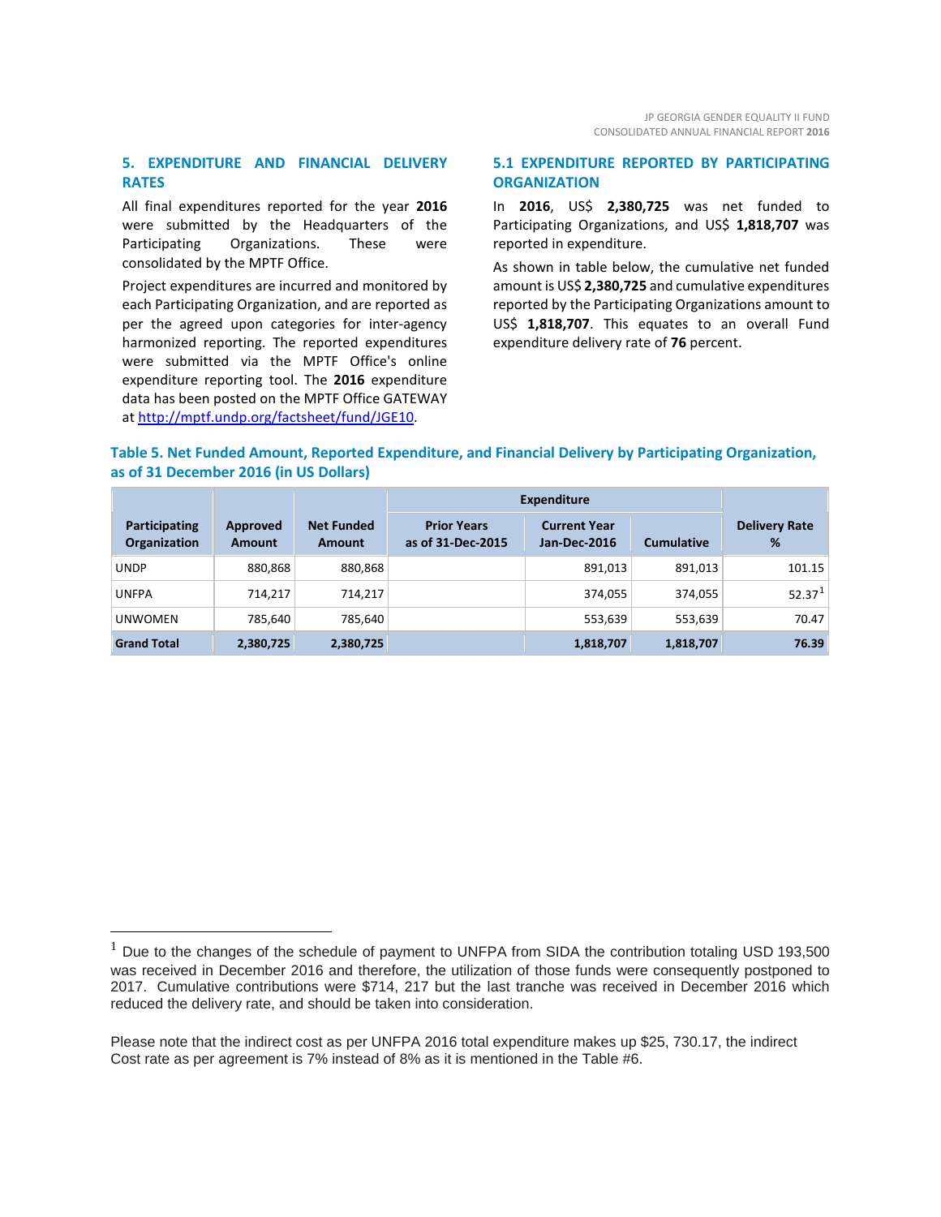## 5. EXPENDITURE AND FINANCIAL DELIVERY RATES

All final expenditures reported for the year **2016** were submitted by the Headquarters of the Participating Organizations. These were consolidated by the MPTF Office.

Project expenditures are incurred and monitored by each Participating Organization, and are reported as per the agreed upon categories for inter-agency harmonized reporting. The reported expenditures were submitted via the MPTF Office's online expenditure reporting tool. The **2016** expenditure data has been posted on the MPTF Office GATEWAY at http://mptf.undp.org/factsheet/fund/JGE10.

### 5.1 EXPENDITURE REPORTED BY PARTICIPATING ORGANIZATION

In **2016**, US$ **2,380,725** was net funded to Participating Organizations, and US$ **1,818,707** was reported in expenditure.

As shown in table below, the cumulative net funded amount is US$ **2,380,725** and cumulative expenditures reported by the Participating Organizations amount to US$ **1,818,707**. This equates to an overall Fund expenditure delivery rate of **76** percent.

**Table 5. Net Funded Amount, Reported Expenditure, and Financial Delivery by Participating Organization, as of 31 December 2016 (in US Dollars)**

| Participating Organization | Approved Amount | Net Funded Amount | Expenditure | | | Delivery Rate % |
|---|---|---|---|---|---|---|
| | | | Prior Years as of 31-Dec-2015 | Current Year Jan-Dec-2016 | Cumulative | |
| UNDP | 880,868 | 880,868 | | 891,013 | 891,013 | 101.15 |
| UNFPA | 714,217 | 714,217 | | 374,055 | 374,055 | 52.37[1] |
| UNWOMEN | 785,640 | 785,640 | | 553,639 | 553,639 | 70.47 |
| **Grand Total** | **2,380,725** | **2,380,725** | | **1,818,707** | **1,818,707** | **76.39** |

---

[1] Due to the changes of the schedule of payment to UNFPA from SIDA the contribution totaling USD 193,500 was received in December 2016 and therefore, the utilization of those funds were consequently postponed to 2017. Cumulative contributions were $714, 217 but the last tranche was received in December 2016 which reduced the delivery rate, and should be taken into consideration.

Please note that the indirect cost as per UNFPA 2016 total expenditure makes up $25, 730.17, the indirect Cost rate as per agreement is 7% instead of 8% as it is mentioned in the Table #6.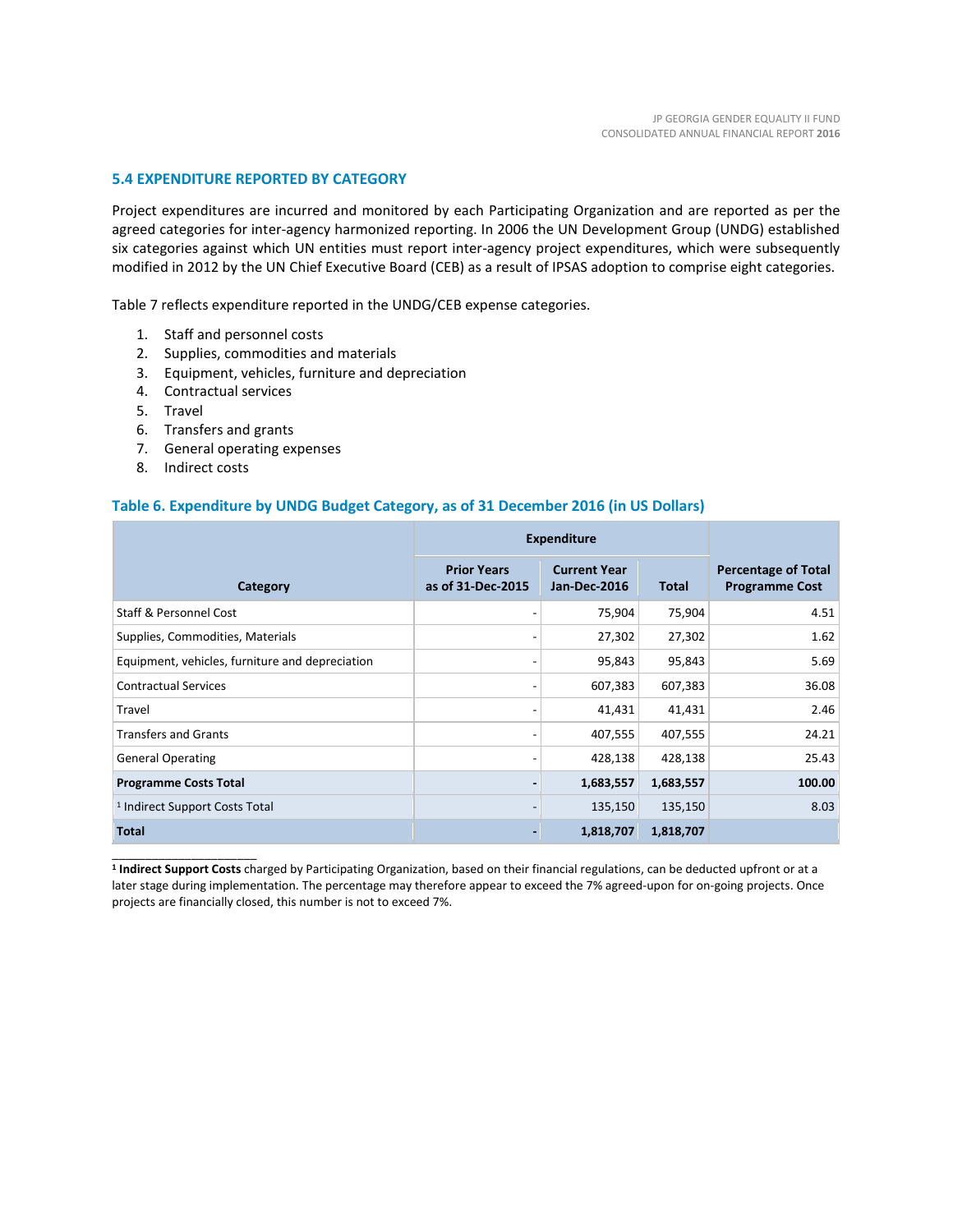### 5.4 EXPENDITURE REPORTED BY CATEGORY

Project expenditures are incurred and monitored by each Participating Organization and are reported as per the agreed categories for inter-agency harmonized reporting. In 2006 the UN Development Group (UNDG) established six categories against which UN entities must report inter-agency project expenditures, which were subsequently modified in 2012 by the UN Chief Executive Board (CEB) as a result of IPSAS adoption to comprise eight categories.

Table 7 reflects expenditure reported in the UNDG/CEB expense categories.

1. Staff and personnel costs
2. Supplies, commodities and materials
3. Equipment, vehicles, furniture and depreciation
4. Contractual services
5. Travel
6. Transfers and grants
7. General operating expenses
8. Indirect costs

#### Table 6. Expenditure by UNDG Budget Category, as of 31 December 2016 (in US Dollars)

| Category | Expenditure | | | Percentage of Total Programme Cost |
|---|---|---|---|---|
| | Prior Years as of 31-Dec-2015 | Current Year Jan-Dec-2016 | Total | |
| Staff & Personnel Cost | - | 75,904 | 75,904 | 4.51 |
| Supplies, Commodities, Materials | - | 27,302 | 27,302 | 1.62 |
| Equipment, vehicles, furniture and depreciation | - | 95,843 | 95,843 | 5.69 |
| Contractual Services | - | 607,383 | 607,383 | 36.08 |
| Travel | - | 41,431 | 41,431 | 2.46 |
| Transfers and Grants | - | 407,555 | 407,555 | 24.21 |
| General Operating | - | 428,138 | 428,138 | 25.43 |
| **Programme Costs Total** | **-** | **1,683,557** | **1,683,557** | **100.00** |
| [1] Indirect Support Costs Total | - | 135,150 | 135,150 | 8.03 |
| **Total** | **-** | **1,818,707** | **1,818,707** | |

[1] **Indirect Support Costs** charged by Participating Organization, based on their financial regulations, can be deducted upfront or at a later stage during implementation. The percentage may therefore appear to exceed the 7% agreed-upon for on-going projects. Once projects are financially closed, this number is not to exceed 7%.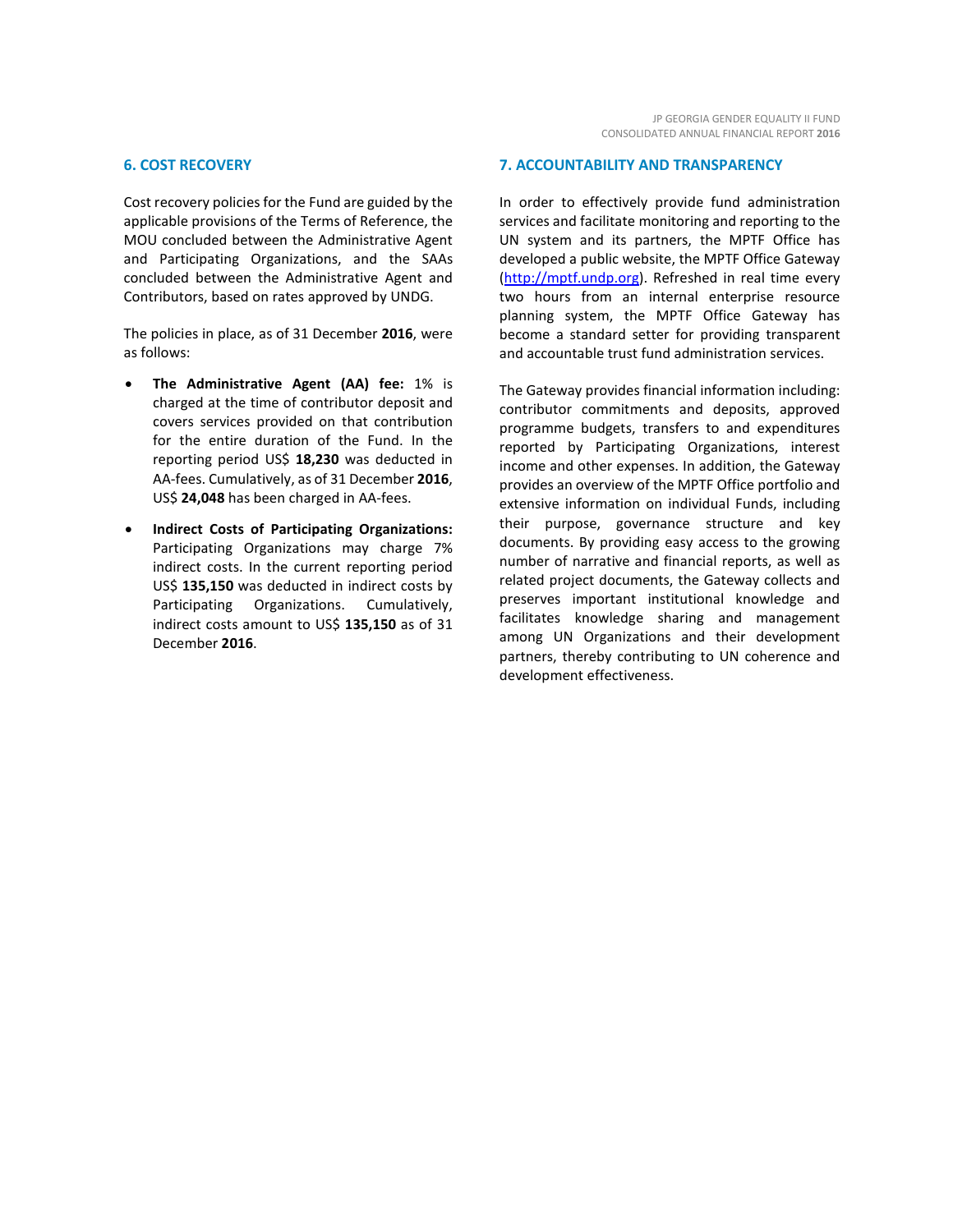## 6. COST RECOVERY

Cost recovery policies for the Fund are guided by the applicable provisions of the Terms of Reference, the MOU concluded between the Administrative Agent and Participating Organizations, and the SAAs concluded between the Administrative Agent and Contributors, based on rates approved by UNDG.

The policies in place, as of 31 December **2016**, were as follows:

- **The Administrative Agent (AA) fee:** 1% is charged at the time of contributor deposit and covers services provided on that contribution for the entire duration of the Fund. In the reporting period US$ **18,230** was deducted in AA-fees. Cumulatively, as of 31 December **2016**, US$ **24,048** has been charged in AA-fees.
- **Indirect Costs of Participating Organizations:** Participating Organizations may charge 7% indirect costs. In the current reporting period US$ **135,150** was deducted in indirect costs by Participating Organizations. Cumulatively, indirect costs amount to US$ **135,150** as of 31 December **2016**.

## 7. ACCOUNTABILITY AND TRANSPARENCY

In order to effectively provide fund administration services and facilitate monitoring and reporting to the UN system and its partners, the MPTF Office has developed a public website, the MPTF Office Gateway (http://mptf.undp.org). Refreshed in real time every two hours from an internal enterprise resource planning system, the MPTF Office Gateway has become a standard setter for providing transparent and accountable trust fund administration services.

The Gateway provides financial information including: contributor commitments and deposits, approved programme budgets, transfers to and expenditures reported by Participating Organizations, interest income and other expenses. In addition, the Gateway provides an overview of the MPTF Office portfolio and extensive information on individual Funds, including their purpose, governance structure and key documents. By providing easy access to the growing number of narrative and financial reports, as well as related project documents, the Gateway collects and preserves important institutional knowledge and facilitates knowledge sharing and management among UN Organizations and their development partners, thereby contributing to UN coherence and development effectiveness.